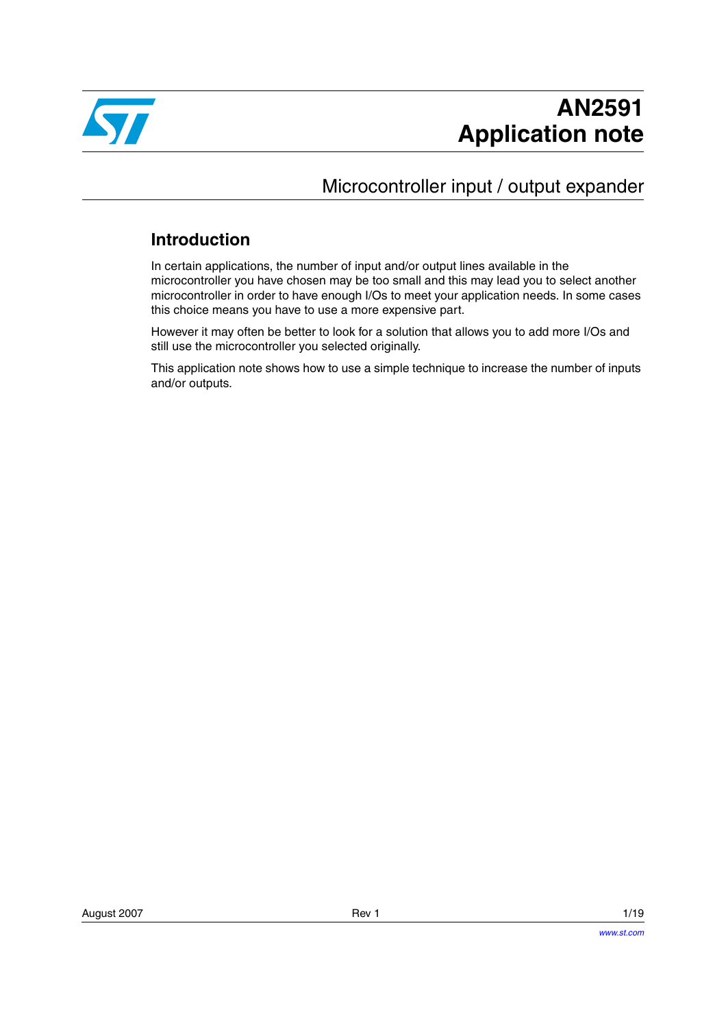# AN2591
# Application note

## Microcontroller input / output expander

### Introduction

In certain applications, the number of input and/or output lines available in the microcontroller you have chosen may be too small and this may lead you to select another microcontroller in order to have enough I/Os to meet your application needs. In some cases this choice means you have to use a more expensive part.

However it may often be better to look for a solution that allows you to add more I/Os and still use the microcontroller you selected originally.

This application note shows how to use a simple technique to increase the number of inputs and/or outputs.

August 2007 Rev 1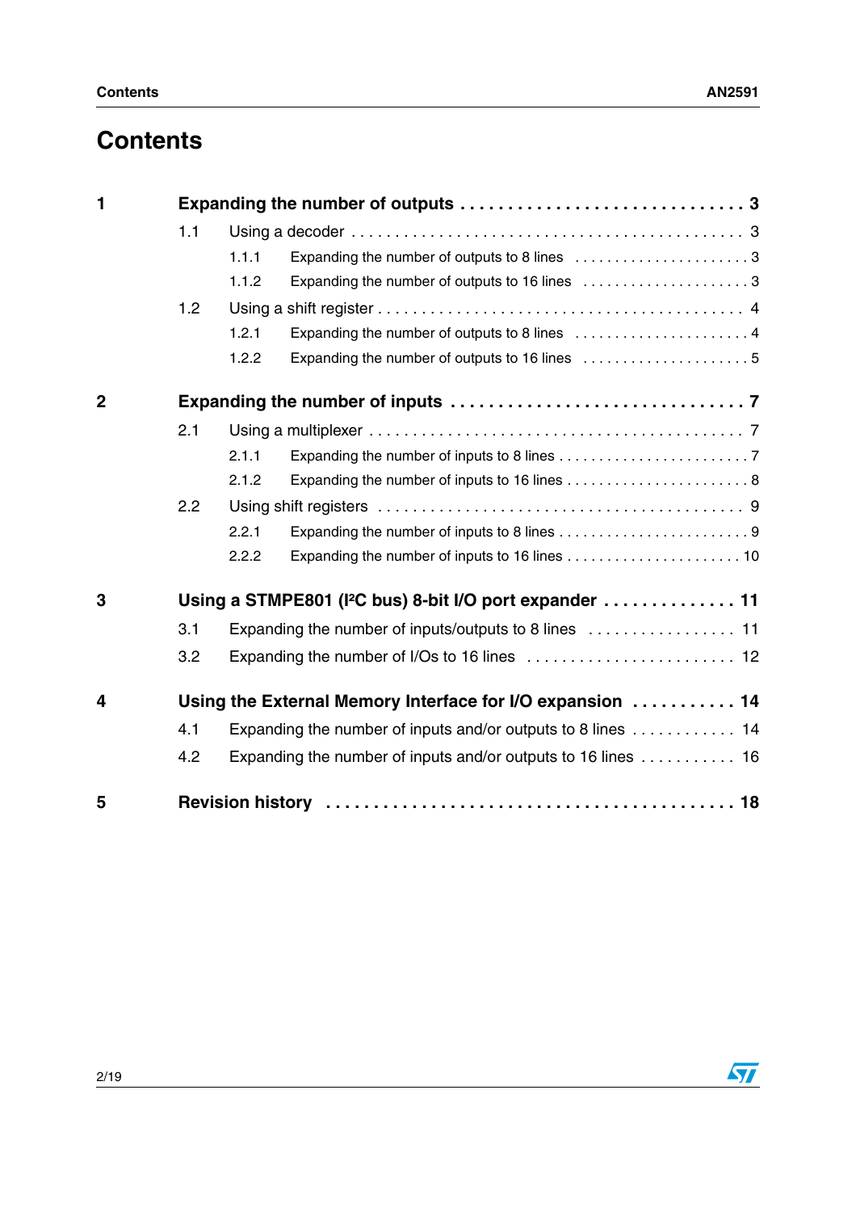# Contents

**1 Expanding the number of outputs . . . . . . . . . . . . . . . . . . . . . . . . . . . . . 3**

- 1.1 Using a decoder . . . . . . . . . . . . . . . . . . . . . . . . . . . . . . . . . . . . . . . . . . 3
  - 1.1.1 Expanding the number of outputs to 8 lines . . . . . . . . . . . . . . . . . . . . . 3
  - 1.1.2 Expanding the number of outputs to 16 lines . . . . . . . . . . . . . . . . . . . . 3
- 1.2 Using a shift register . . . . . . . . . . . . . . . . . . . . . . . . . . . . . . . . . . . . . . . 4
  - 1.2.1 Expanding the number of outputs to 8 lines . . . . . . . . . . . . . . . . . . . . . 4
  - 1.2.2 Expanding the number of outputs to 16 lines . . . . . . . . . . . . . . . . . . . . 5

**2 Expanding the number of inputs . . . . . . . . . . . . . . . . . . . . . . . . . . . . . . 7**

- 2.1 Using a multiplexer . . . . . . . . . . . . . . . . . . . . . . . . . . . . . . . . . . . . . . . . 7
  - 2.1.1 Expanding the number of inputs to 8 lines . . . . . . . . . . . . . . . . . . . . . . . 7
  - 2.1.2 Expanding the number of inputs to 16 lines . . . . . . . . . . . . . . . . . . . . . . 8
- 2.2 Using shift registers . . . . . . . . . . . . . . . . . . . . . . . . . . . . . . . . . . . . . . . 9
  - 2.2.1 Expanding the number of inputs to 8 lines . . . . . . . . . . . . . . . . . . . . . . . 9
  - 2.2.2 Expanding the number of inputs to 16 lines . . . . . . . . . . . . . . . . . . . . . 10

**3 Using a STMPE801 (I²C bus) 8-bit I/O port expander . . . . . . . . . . . . . . 11**

- 3.1 Expanding the number of inputs/outputs to 8 lines . . . . . . . . . . . . . . . . . 11
- 3.2 Expanding the number of I/Os to 16 lines . . . . . . . . . . . . . . . . . . . . . . . . 12

**4 Using the External Memory Interface for I/O expansion . . . . . . . . . . . 14**

- 4.1 Expanding the number of inputs and/or outputs to 8 lines . . . . . . . . . . . . 14
- 4.2 Expanding the number of inputs and/or outputs to 16 lines . . . . . . . . . . . 16

**5 Revision history . . . . . . . . . . . . . . . . . . . . . . . . . . . . . . . . . . . . . . . . 18**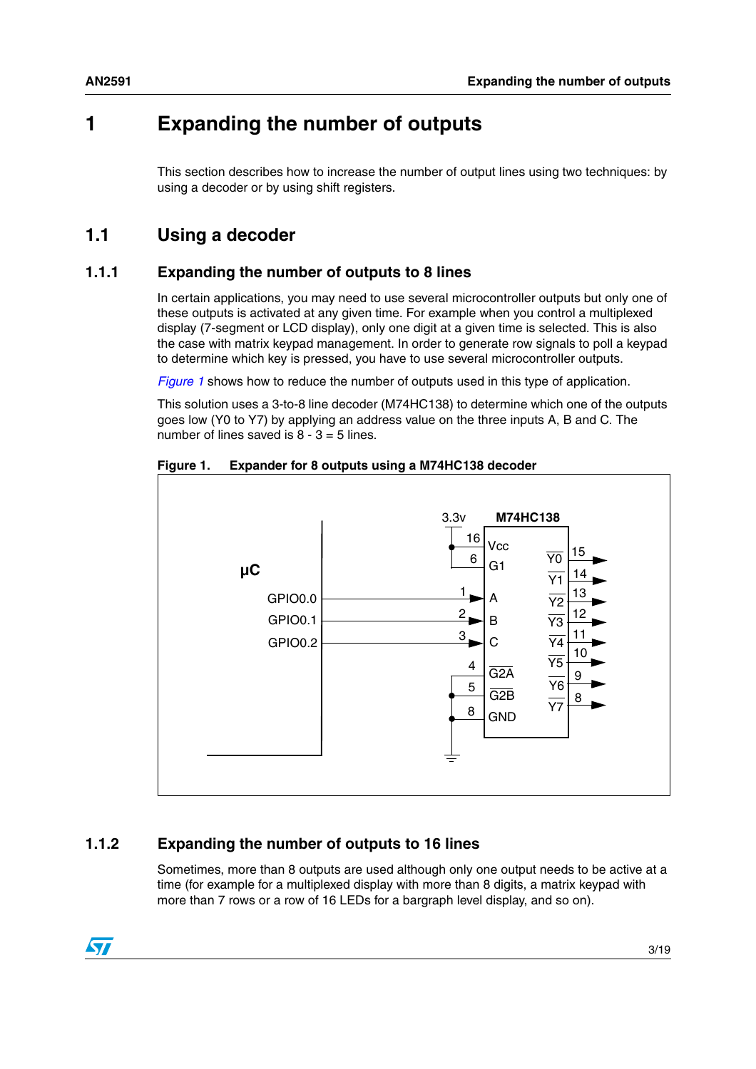# 1 Expanding the number of outputs

This section describes how to increase the number of output lines using two techniques: by using a decoder or by using shift registers.

## 1.1 Using a decoder

### 1.1.1 Expanding the number of outputs to 8 lines

In certain applications, you may need to use several microcontroller outputs but only one of these outputs is activated at any given time. For example when you control a multiplexed display (7-segment or LCD display), only one digit at a given time is selected. This is also the case with matrix keypad management. In order to generate row signals to poll a keypad to determine which key is pressed, you have to use several microcontroller outputs.

*Figure 1* shows how to reduce the number of outputs used in this type of application.

This solution uses a 3-to-8 line decoder (M74HC138) to determine which one of the outputs goes low (Y0 to Y7) by applying an address value on the three inputs A, B and C. The number of lines saved is 8 - 3 = 5 lines.

**Figure 1. Expander for 8 outputs using a M74HC138 decoder**

### 1.1.2 Expanding the number of outputs to 16 lines

Sometimes, more than 8 outputs are used although only one output needs to be active at a time (for example for a multiplexed display with more than 8 digits, a matrix keypad with more than 7 rows or a row of 16 LEDs for a bargraph level display, and so on).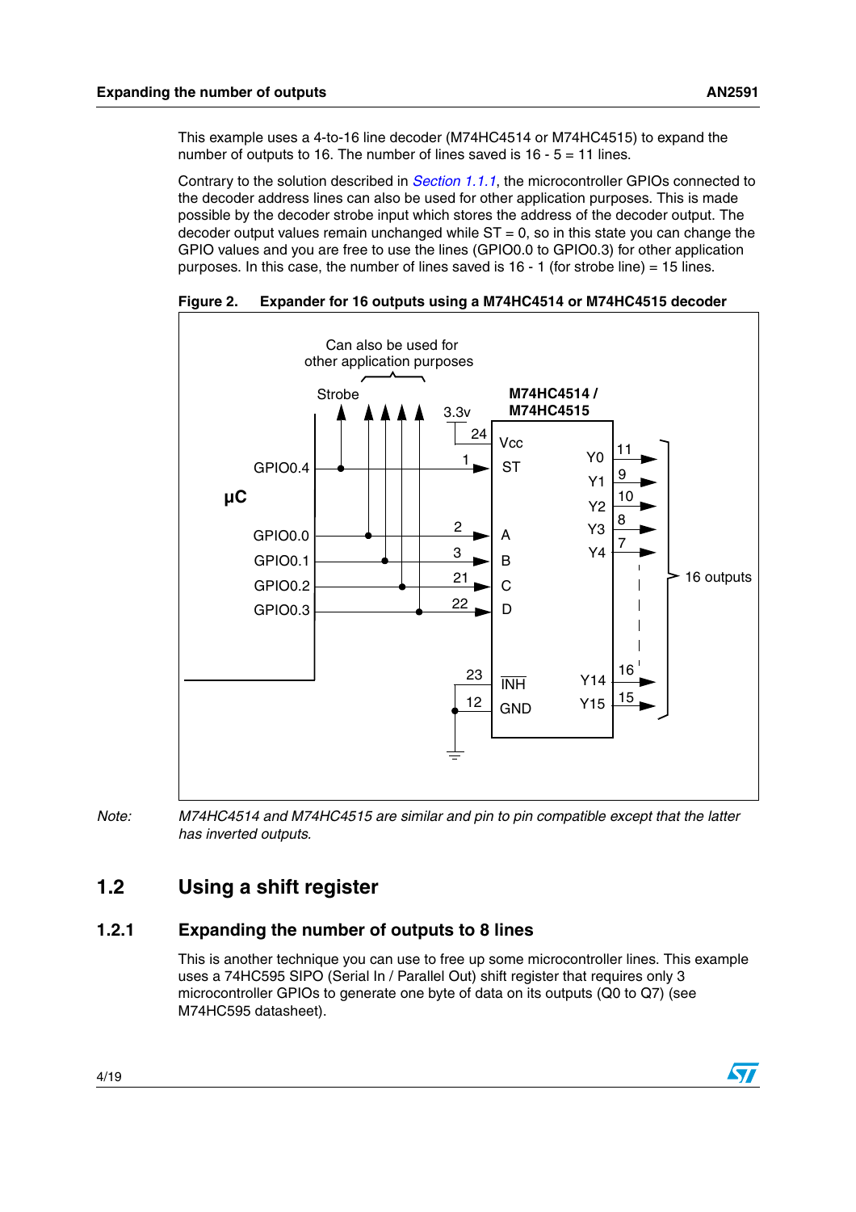This example uses a 4-to-16 line decoder (M74HC4514 or M74HC4515) to expand the number of outputs to 16. The number of lines saved is 16 - 5 = 11 lines.

Contrary to the solution described in *Section 1.1.1*, the microcontroller GPIOs connected to the decoder address lines can also be used for other application purposes. This is made possible by the decoder strobe input which stores the address of the decoder output. The decoder output values remain unchanged while ST = 0, so in this state you can change the GPIO values and you are free to use the lines (GPIO0.0 to GPIO0.3) for other application purposes. In this case, the number of lines saved is 16 - 1 (for strobe line) = 15 lines.

**Figure 2. Expander for 16 outputs using a M74HC4514 or M74HC4515 decoder**

*Note: M74HC4514 and M74HC4515 are similar and pin to pin compatible except that the latter has inverted outputs.*

## 1.2 Using a shift register

### 1.2.1 Expanding the number of outputs to 8 lines

This is another technique you can use to free up some microcontroller lines. This example uses a 74HC595 SIPO (Serial In / Parallel Out) shift register that requires only 3 microcontroller GPIOs to generate one byte of data on its outputs (Q0 to Q7) (see M74HC595 datasheet).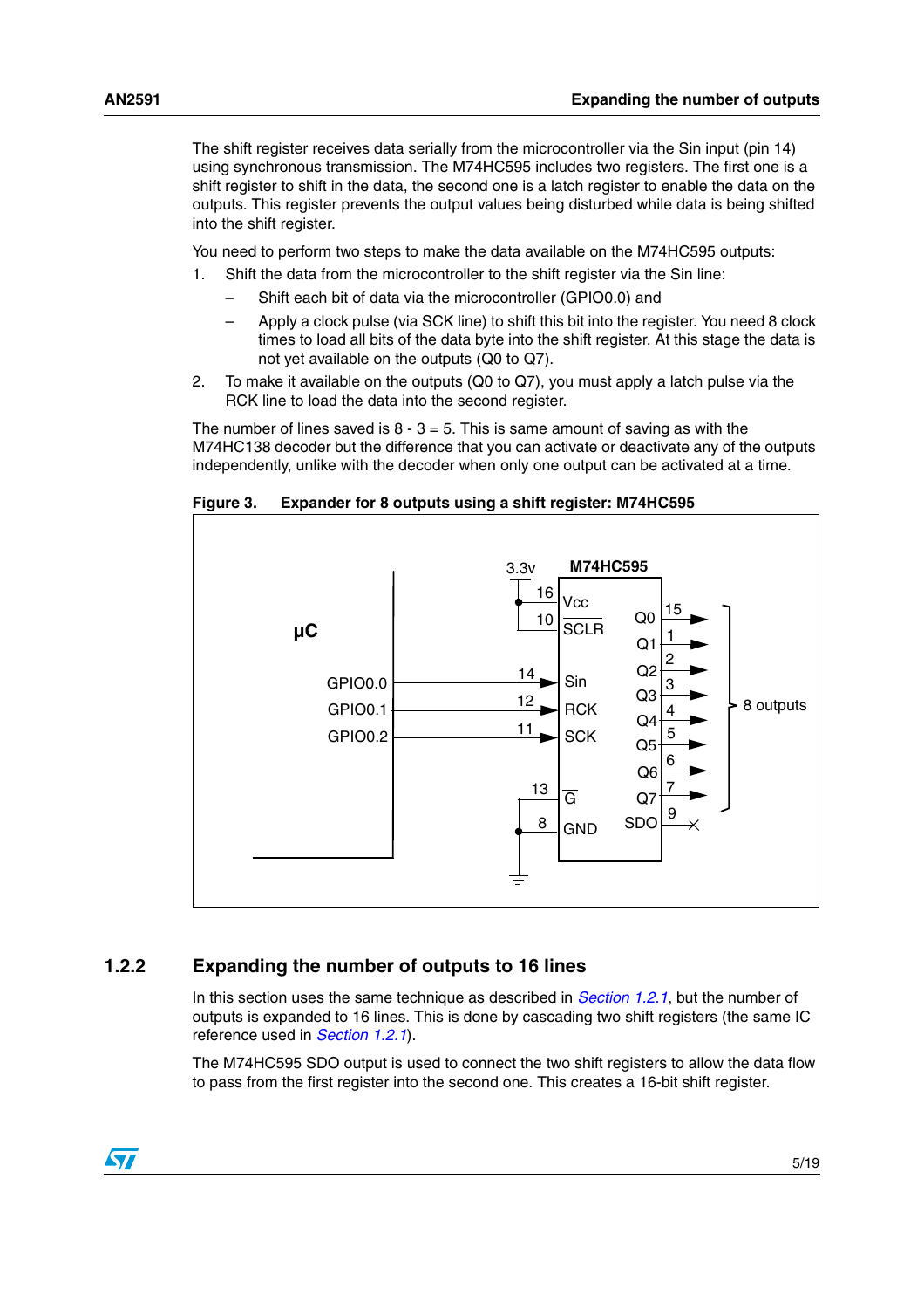The shift register receives data serially from the microcontroller via the Sin input (pin 14) using synchronous transmission. The M74HC595 includes two registers. The first one is a shift register to shift in the data, the second one is a latch register to enable the data on the outputs. This register prevents the output values being disturbed while data is being shifted into the shift register.

You need to perform two steps to make the data available on the M74HC595 outputs:

1. Shift the data from the microcontroller to the shift register via the Sin line:
   – Shift each bit of data via the microcontroller (GPIO0.0) and
   – Apply a clock pulse (via SCK line) to shift this bit into the register. You need 8 clock times to load all bits of the data byte into the shift register. At this stage the data is not yet available on the outputs (Q0 to Q7).
2. To make it available on the outputs (Q0 to Q7), you must apply a latch pulse via the RCK line to load the data into the second register.

The number of lines saved is 8 - 3 = 5. This is same amount of saving as with the M74HC138 decoder but the difference that you can activate or deactivate any of the outputs independently, unlike with the decoder when only one output can be activated at a time.

**Figure 3. Expander for 8 outputs using a shift register: M74HC595**

## 1.2.2 Expanding the number of outputs to 16 lines

In this section uses the same technique as described in *Section 1.2.1*, but the number of outputs is expanded to 16 lines. This is done by cascading two shift registers (the same IC reference used in *Section 1.2.1*).

The M74HC595 SDO output is used to connect the two shift registers to allow the data flow to pass from the first register into the second one. This creates a 16-bit shift register.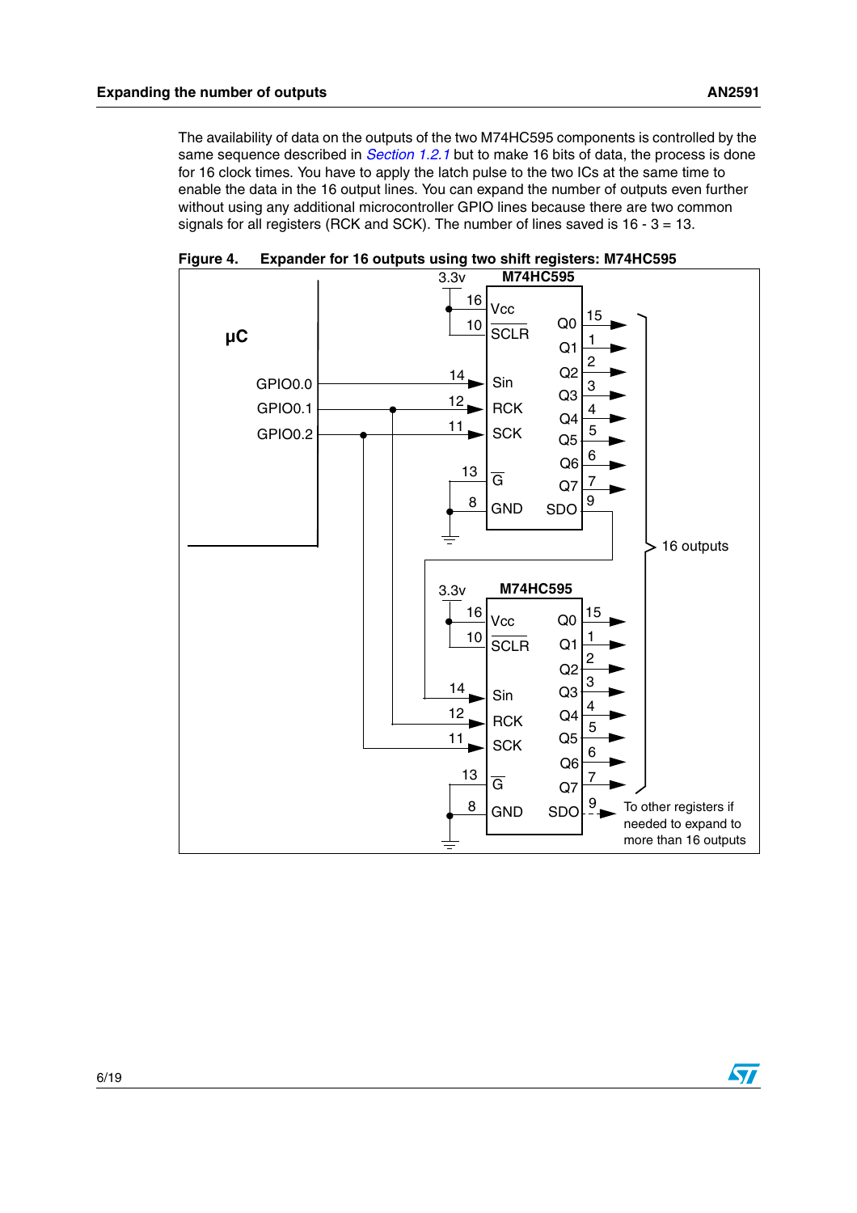The availability of data on the outputs of the two M74HC595 components is controlled by the same sequence described in *Section 1.2.1* but to make 16 bits of data, the process is done for 16 clock times. You have to apply the latch pulse to the two ICs at the same time to enable the data in the 16 output lines. You can expand the number of outputs even further without using any additional microcontroller GPIO lines because there are two common signals for all registers (RCK and SCK). The number of lines saved is 16 - 3 = 13.

**Figure 4. Expander for 16 outputs using two shift registers: M74HC595**

μC

GPIO0.0 GPIO0.1 GPIO0.2

3.3v M74HC595 16 Vcc 10 SCLR 14 Sin 12 RCK 11 SCK 13 G 8 GND Q0 15 Q1 1 Q2 2 Q3 3 Q4 4 Q5 5 Q6 6 Q7 7 SDO 9

16 outputs

3.3v M74HC595 16 Vcc 10 SCLR 14 Sin 12 RCK 11 SCK 13 G 8 GND Q0 15 Q1 1 Q2 2 Q3 3 Q4 4 Q5 5 Q6 6 Q7 7 SDO 9

To other registers if needed to expand to more than 16 outputs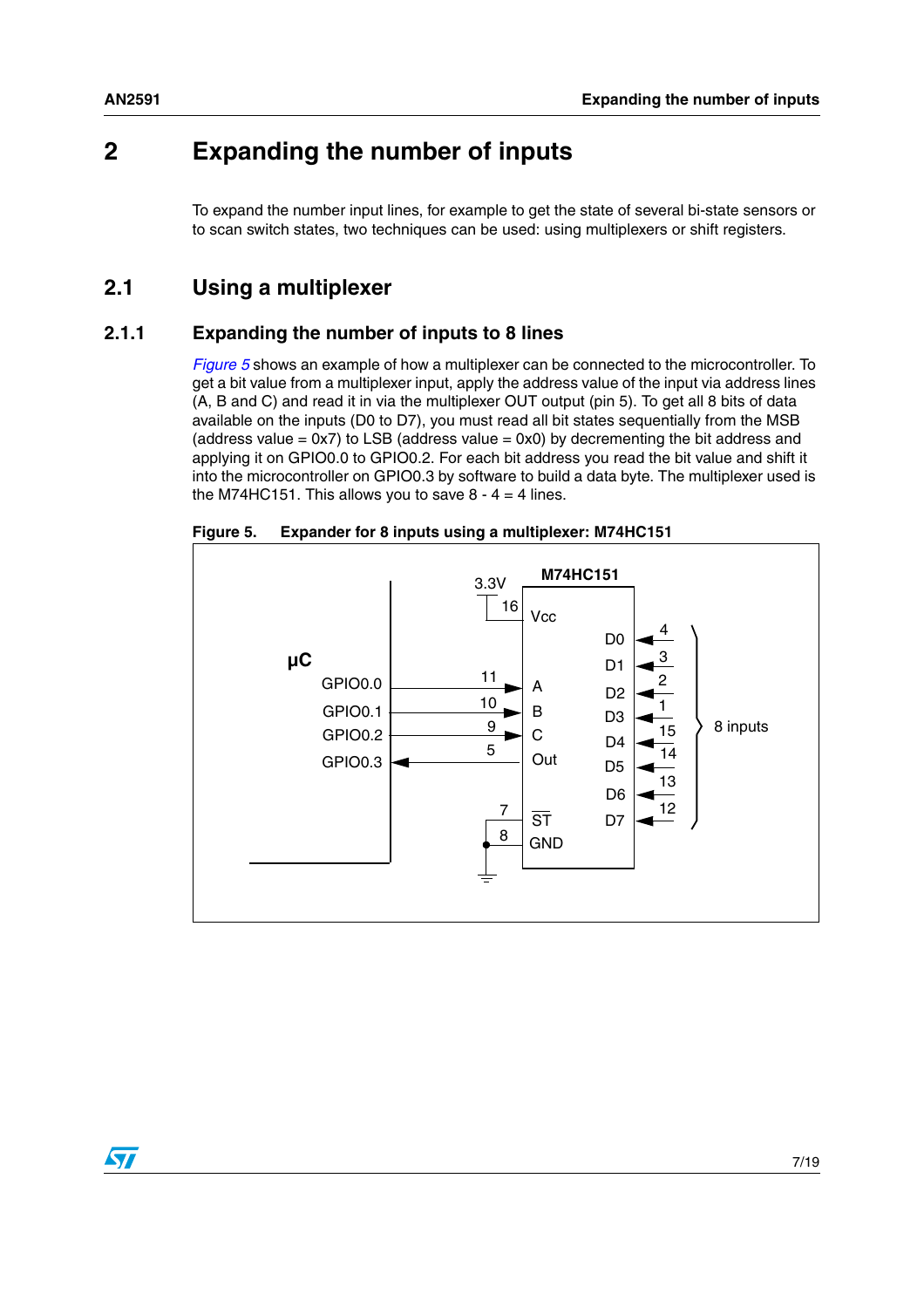# 2 Expanding the number of inputs

To expand the number input lines, for example to get the state of several bi-state sensors or to scan switch states, two techniques can be used: using multiplexers or shift registers.

## 2.1 Using a multiplexer

### 2.1.1 Expanding the number of inputs to 8 lines

*Figure 5* shows an example of how a multiplexer can be connected to the microcontroller. To get a bit value from a multiplexer input, apply the address value of the input via address lines (A, B and C) and read it in via the multiplexer OUT output (pin 5). To get all 8 bits of data available on the inputs (D0 to D7), you must read all bit states sequentially from the MSB (address value = 0x7) to LSB (address value = 0x0) by decrementing the bit address and applying it on GPIO0.0 to GPIO0.2. For each bit address you read the bit value and shift it into the microcontroller on GPIO0.3 by software to build a data byte. The multiplexer used is the M74HC151. This allows you to save 8 - 4 = 4 lines.

**Figure 5. Expander for 8 inputs using a multiplexer: M74HC151**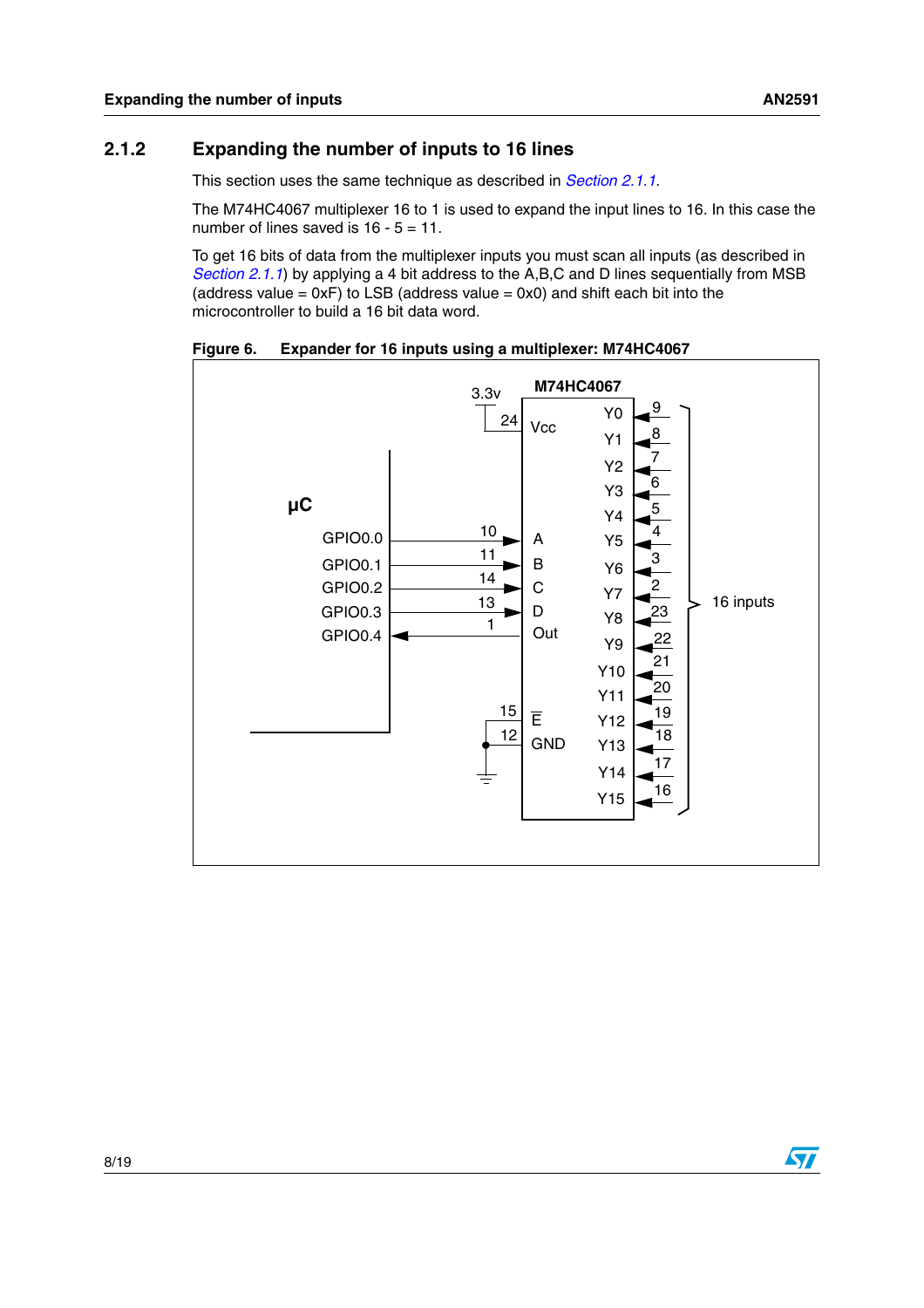### 2.1.2 Expanding the number of inputs to 16 lines

This section uses the same technique as described in *Section 2.1.1*.

The M74HC4067 multiplexer 16 to 1 is used to expand the input lines to 16. In this case the number of lines saved is 16 - 5 = 11.

To get 16 bits of data from the multiplexer inputs you must scan all inputs (as described in *Section 2.1.1*) by applying a 4 bit address to the A,B,C and D lines sequentially from MSB (address value = 0xF) to LSB (address value = 0x0) and shift each bit into the microcontroller to build a 16 bit data word.

**Figure 6. Expander for 16 inputs using a multiplexer: M74HC4067**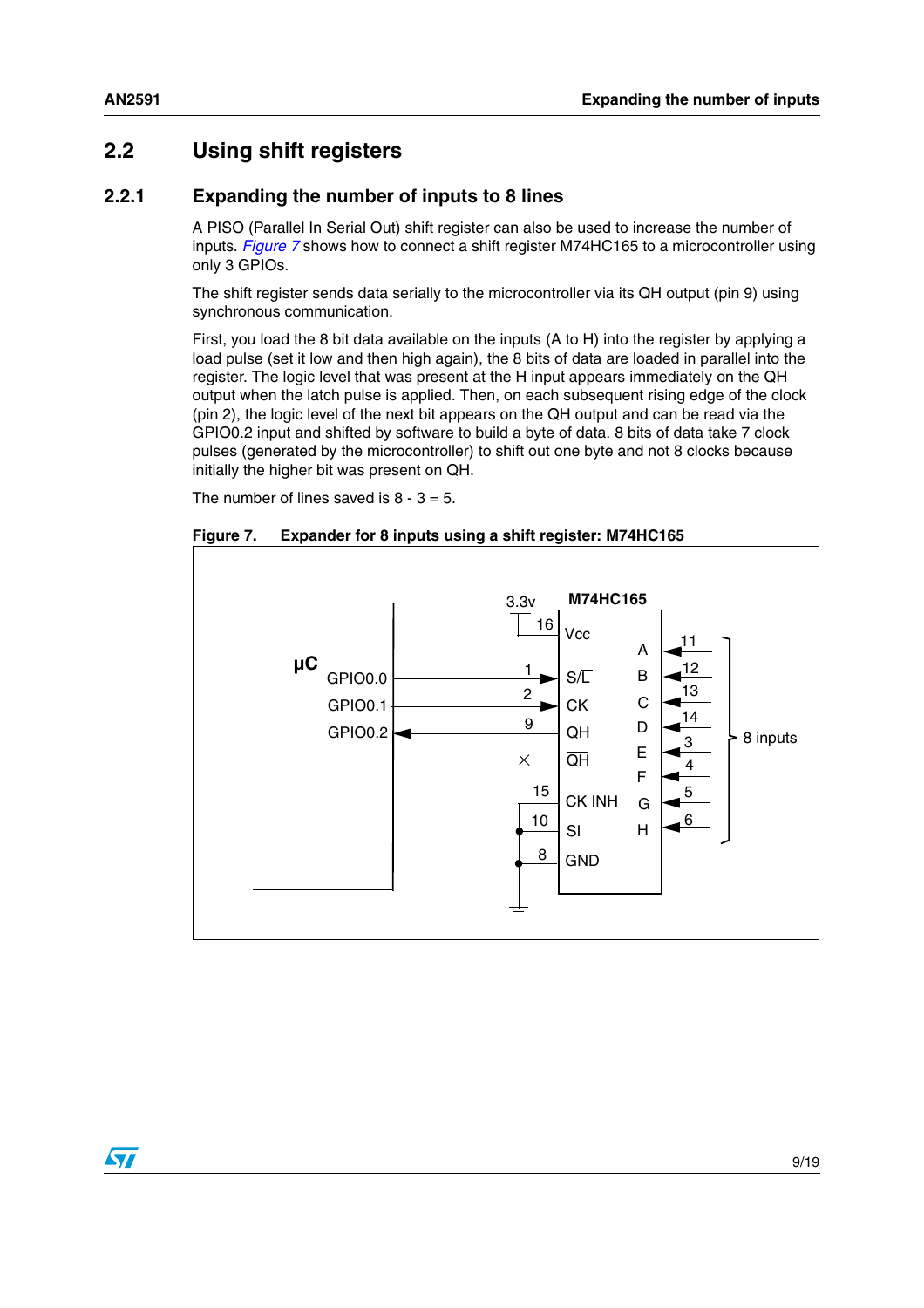## 2.2 Using shift registers

### 2.2.1 Expanding the number of inputs to 8 lines

A PISO (Parallel In Serial Out) shift register can also be used to increase the number of inputs. *Figure 7* shows how to connect a shift register M74HC165 to a microcontroller using only 3 GPIOs.

The shift register sends data serially to the microcontroller via its QH output (pin 9) using synchronous communication.

First, you load the 8 bit data available on the inputs (A to H) into the register by applying a load pulse (set it low and then high again), the 8 bits of data are loaded in parallel into the register. The logic level that was present at the H input appears immediately on the QH output when the latch pulse is applied. Then, on each subsequent rising edge of the clock (pin 2), the logic level of the next bit appears on the QH output and can be read via the GPIO0.2 input and shifted by software to build a byte of data. 8 bits of data take 7 clock pulses (generated by the microcontroller) to shift out one byte and not 8 clocks because initially the higher bit was present on QH.

The number of lines saved is 8 - 3 = 5.

**Figure 7. Expander for 8 inputs using a shift register: M74HC165**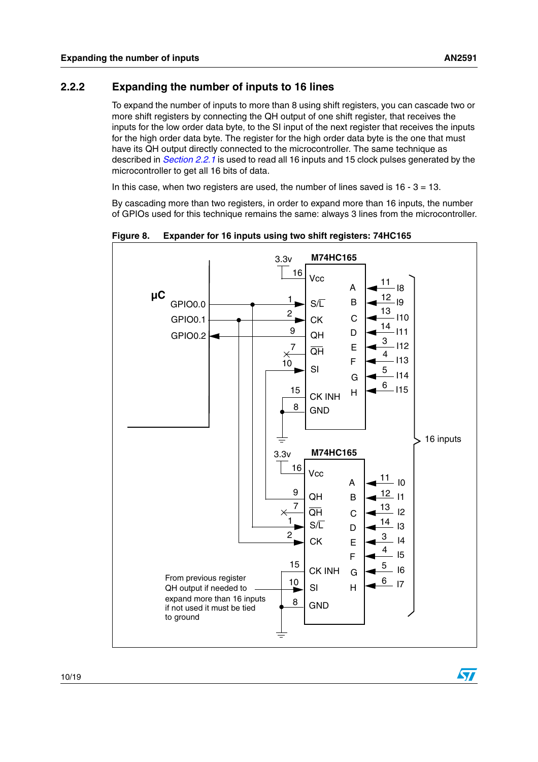### 2.2.2 Expanding the number of inputs to 16 lines

To expand the number of inputs to more than 8 using shift registers, you can cascade two or more shift registers by connecting the QH output of one shift register, that receives the inputs for the low order data byte, to the SI input of the next register that receives the inputs for the high order data byte. The register for the high order data byte is the one that must have its QH output directly connected to the microcontroller. The same technique as described in *Section 2.2.1* is used to read all 16 inputs and 15 clock pulses generated by the microcontroller to get all 16 bits of data.

In this case, when two registers are used, the number of lines saved is 16 - 3 = 13.

By cascading more than two registers, in order to expand more than 16 inputs, the number of GPIOs used for this technique remains the same: always 3 lines from the microcontroller.

**Figure 8. Expander for 16 inputs using two shift registers: 74HC165**

µC: GPIO0.0, GPIO0.1, GPIO0.2

M74HC165 (upper): Vcc (16, 3.3v), S/L̄ (1), CK (2), QH (9), Q̄H (7), SI (10), CK INH (15), GND (8); A (11) I8, B (12) I9, C (13) I10, D (14) I11, E (3) I12, F (4) I13, G (5) I14, H (6) I15

M74HC165 (lower): Vcc (16, 3.3v), QH (9), Q̄H (7), S/L̄ (1), CK (2), CK INH (15), SI (10), GND (8); A (11) I0, B (12) I1, C (13) I2, D (14) I3, E (3) I4, F (4) I5, G (5) I6, H (6) I7

16 inputs

From previous register QH output if needed to expand more than 16 inputs if not used it must be tied to ground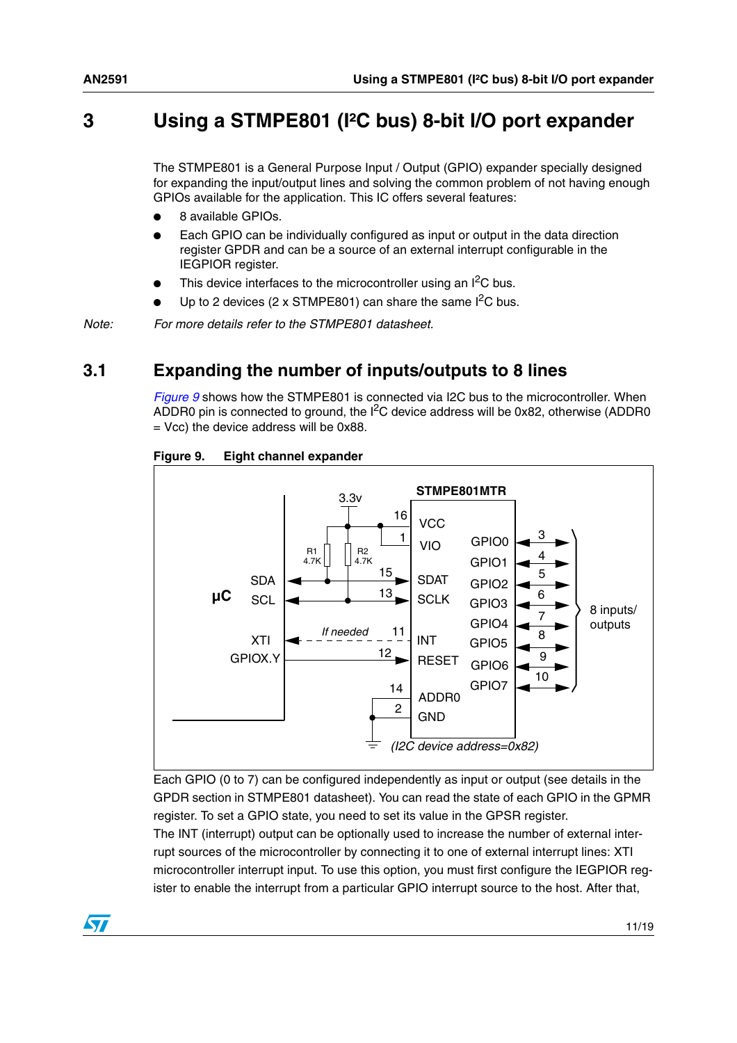# 3 Using a STMPE801 (I²C bus) 8-bit I/O port expander

The STMPE801 is a General Purpose Input / Output (GPIO) expander specially designed for expanding the input/output lines and solving the common problem of not having enough GPIOs available for the application. This IC offers several features:

- 8 available GPIOs.
- Each GPIO can be individually configured as input or output in the data direction register GPDR and can be a source of an external interrupt configurable in the IEGPIOR register.
- This device interfaces to the microcontroller using an I²C bus.
- Up to 2 devices (2 x STMPE801) can share the same I²C bus.

*Note: For more details refer to the STMPE801 datasheet.*

## 3.1 Expanding the number of inputs/outputs to 8 lines

*Figure 9* shows how the STMPE801 is connected via I2C bus to the microcontroller. When ADDR0 pin is connected to ground, the I²C device address will be 0x82, otherwise (ADDR0 = Vcc) the device address will be 0x88.

**Figure 9. Eight channel expander**

Each GPIO (0 to 7) can be configured independently as input or output (see details in the GPDR section in STMPE801 datasheet). You can read the state of each GPIO in the GPMR register. To set a GPIO state, you need to set its value in the GPSR register.

The INT (interrupt) output can be optionally used to increase the number of external interrupt sources of the microcontroller by connecting it to one of external interrupt lines: XTI microcontroller interrupt input. To use this option, you must first configure the IEGPIOR register to enable the interrupt from a particular GPIO interrupt source to the host. After that,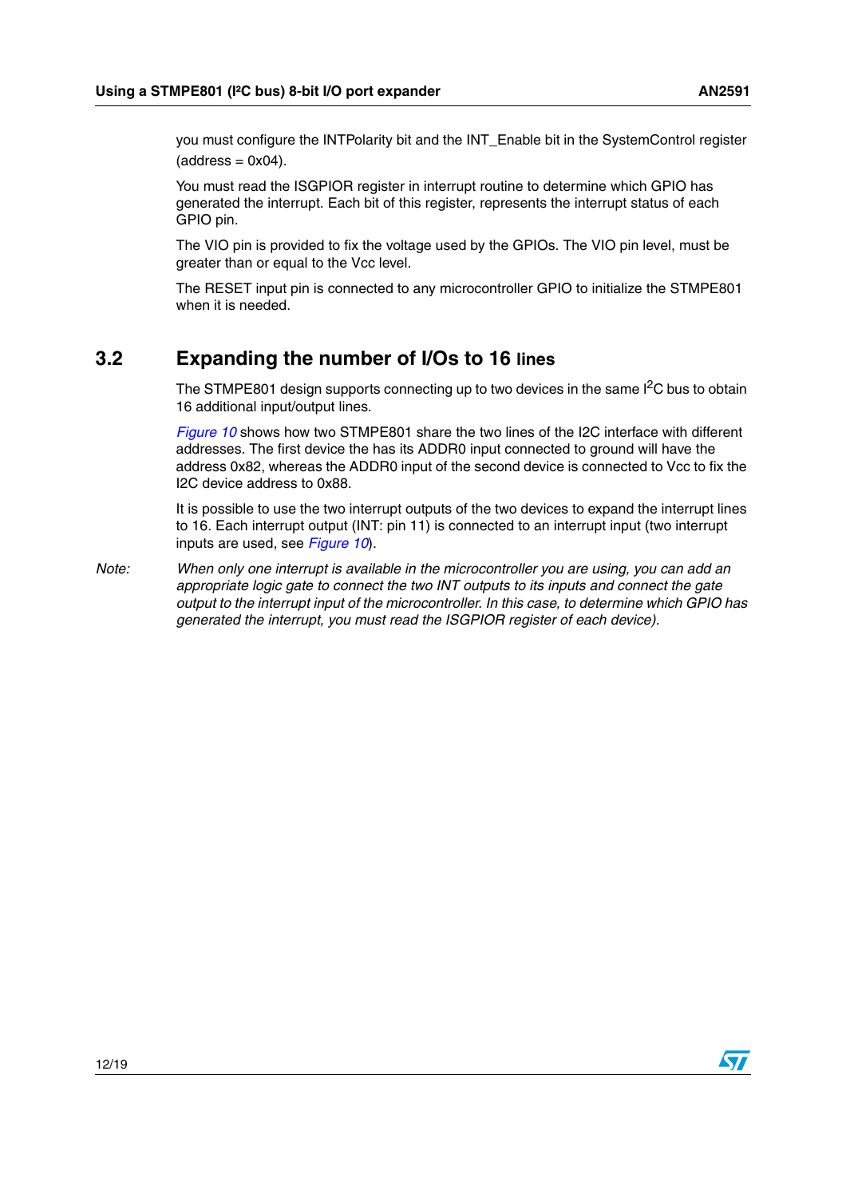you must configure the INTPolarity bit and the INT_Enable bit in the SystemControl register (address = 0x04).

You must read the ISGPIOR register in interrupt routine to determine which GPIO has generated the interrupt. Each bit of this register, represents the interrupt status of each GPIO pin.

The VIO pin is provided to fix the voltage used by the GPIOs. The VIO pin level, must be greater than or equal to the Vcc level.

The RESET input pin is connected to any microcontroller GPIO to initialize the STMPE801 when it is needed.

## 3.2 Expanding the number of I/Os to 16 lines

The STMPE801 design supports connecting up to two devices in the same $I^2C$ bus to obtain 16 additional input/output lines.

*Figure 10* shows how two STMPE801 share the two lines of the I2C interface with different addresses. The first device the has its ADDR0 input connected to ground will have the address 0x82, whereas the ADDR0 input of the second device is connected to Vcc to fix the I2C device address to 0x88.

It is possible to use the two interrupt outputs of the two devices to expand the interrupt lines to 16. Each interrupt output (INT: pin 11) is connected to an interrupt input (two interrupt inputs are used, see *Figure 10*).

*Note: When only one interrupt is available in the microcontroller you are using, you can add an appropriate logic gate to connect the two INT outputs to its inputs and connect the gate output to the interrupt input of the microcontroller. In this case, to determine which GPIO has generated the interrupt, you must read the ISGPIOR register of each device).*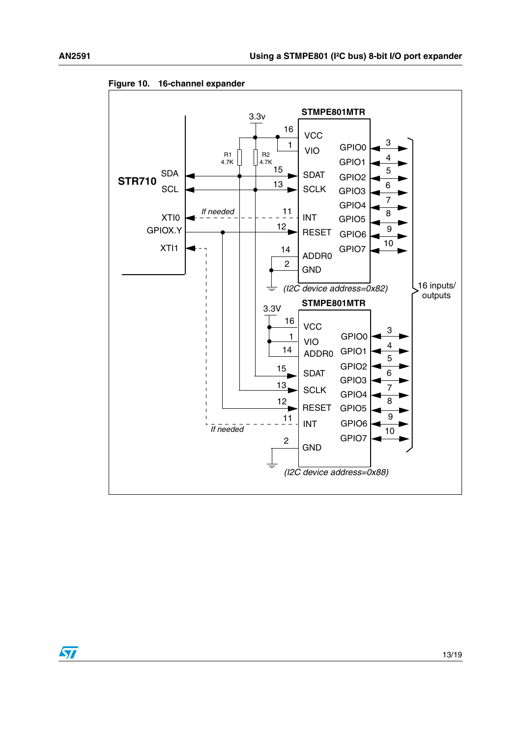**Figure 10. 16-channel expander**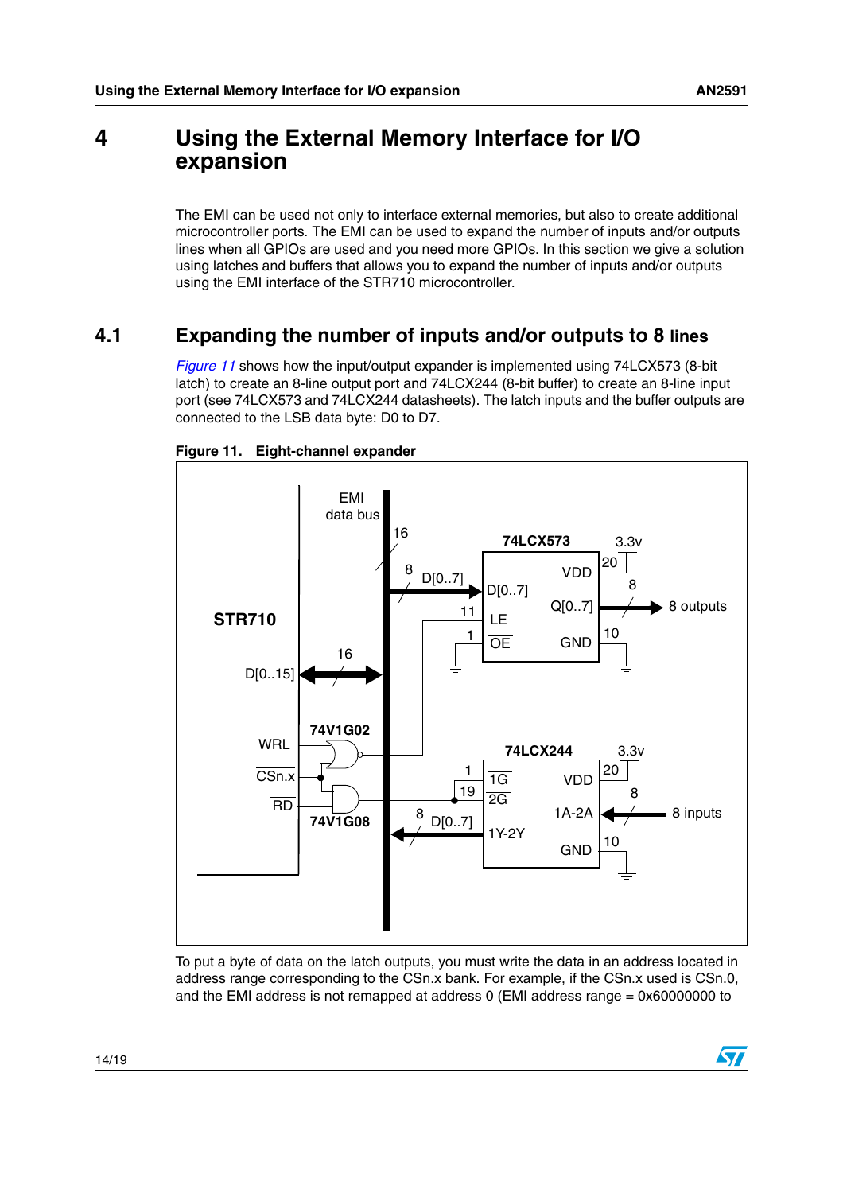# 4 Using the External Memory Interface for I/O expansion

The EMI can be used not only to interface external memories, but also to create additional microcontroller ports. The EMI can be used to expand the number of inputs and/or outputs lines when all GPIOs are used and you need more GPIOs. In this section we give a solution using latches and buffers that allows you to expand the number of inputs and/or outputs using the EMI interface of the STR710 microcontroller.

## 4.1 Expanding the number of inputs and/or outputs to 8 lines

*Figure 11* shows how the input/output expander is implemented using 74LCX573 (8-bit latch) to create an 8-line output port and 74LCX244 (8-bit buffer) to create an 8-line input port (see 74LCX573 and 74LCX244 datasheets). The latch inputs and the buffer outputs are connected to the LSB data byte: D0 to D7.

**Figure 11. Eight-channel expander**

To put a byte of data on the latch outputs, you must write the data in an address located in address range corresponding to the CSn.x bank. For example, if the CSn.x used is CSn.0, and the EMI address is not remapped at address 0 (EMI address range = 0x60000000 to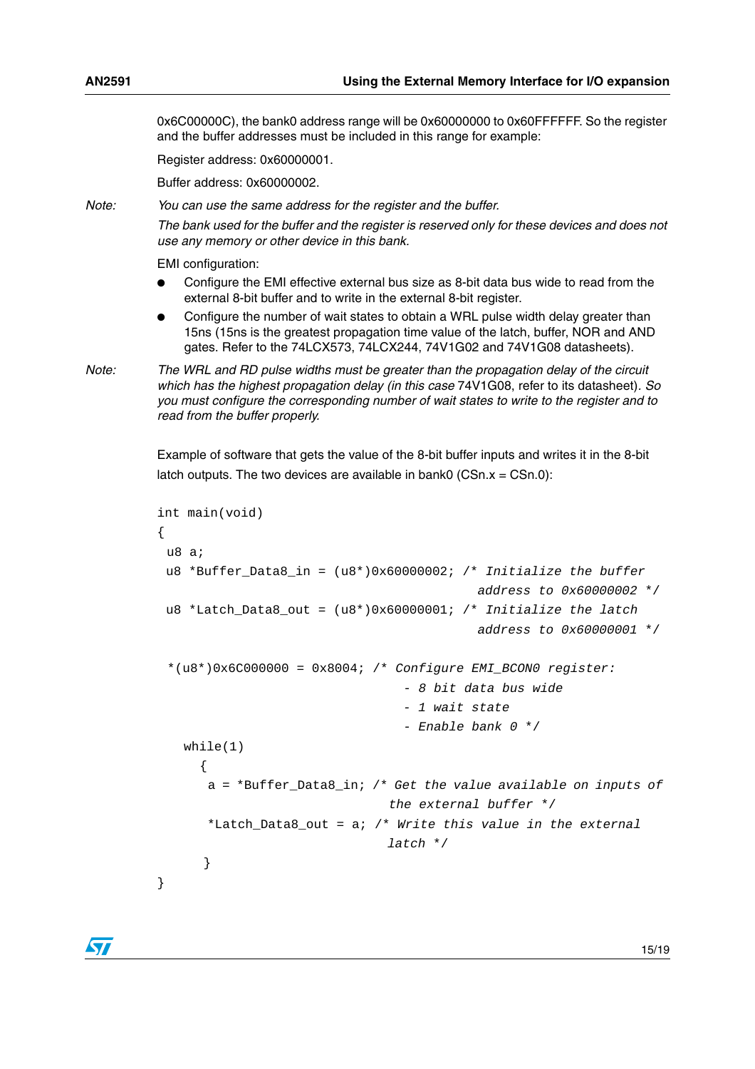0x6C00000C), the bank0 address range will be 0x60000000 to 0x60FFFFFF. So the register and the buffer addresses must be included in this range for example:

Register address: 0x60000001.

Buffer address: 0x60000002.

*Note: You can use the same address for the register and the buffer.*

*The bank used for the buffer and the register is reserved only for these devices and does not use any memory or other device in this bank.*

EMI configuration:

- Configure the EMI effective external bus size as 8-bit data bus wide to read from the external 8-bit buffer and to write in the external 8-bit register.
- Configure the number of wait states to obtain a WRL pulse width delay greater than 15ns (15ns is the greatest propagation time value of the latch, buffer, NOR and AND gates. Refer to the 74LCX573, 74LCX244, 74V1G02 and 74V1G08 datasheets).

*Note: The WRL and RD pulse widths must be greater than the propagation delay of the circuit which has the highest propagation delay (in this case* 74V1G08, refer to its datasheet). *So you must configure the corresponding number of wait states to write to the register and to read from the buffer properly.*

Example of software that gets the value of the 8-bit buffer inputs and writes it in the 8-bit latch outputs. The two devices are available in bank0 (CSn.x = CSn.0):

```
int main(void)
{
 u8 a;
 u8 *Buffer_Data8_in = (u8*)0x60000002; /* Initialize the buffer
                                          address to 0x60000002 */
 u8 *Latch_Data8_out = (u8*)0x60000001; /* Initialize the latch
                                          address to 0x60000001 */

 *(u8*)0x6C000000 = 0x8004; /* Configure EMI_BCON0 register:
                                - 8 bit data bus wide
                                - 1 wait state
                                - Enable bank 0 */
   while(1)
     {
      a = *Buffer_Data8_in; /* Get the value available on inputs of
                               the external buffer */
      *Latch_Data8_out = a; /* Write this value in the external
                               latch */
      }
}
```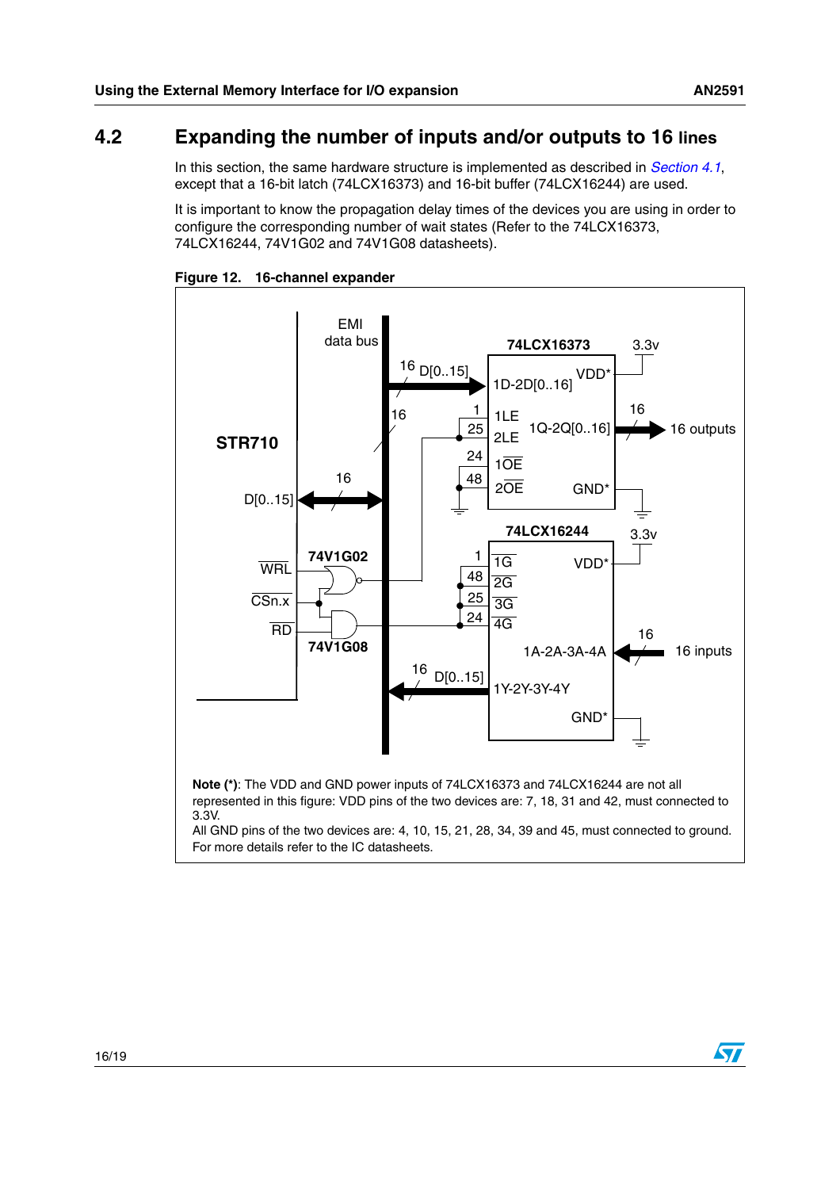## 4.2 Expanding the number of inputs and/or outputs to 16 lines

In this section, the same hardware structure is implemented as described in *Section 4.1*, except that a 16-bit latch (74LCX16373) and 16-bit buffer (74LCX16244) are used.

It is important to know the propagation delay times of the devices you are using in order to configure the corresponding number of wait states (Refer to the 74LCX16373, 74LCX16244, 74V1G02 and 74V1G08 datasheets).

**Figure 12. 16-channel expander**

**Note (*)**: The VDD and GND power inputs of 74LCX16373 and 74LCX16244 are not all represented in this figure: VDD pins of the two devices are: 7, 18, 31 and 42, must connected to 3.3V.
All GND pins of the two devices are: 4, 10, 15, 21, 28, 34, 39 and 45, must connected to ground.
For more details refer to the IC datasheets.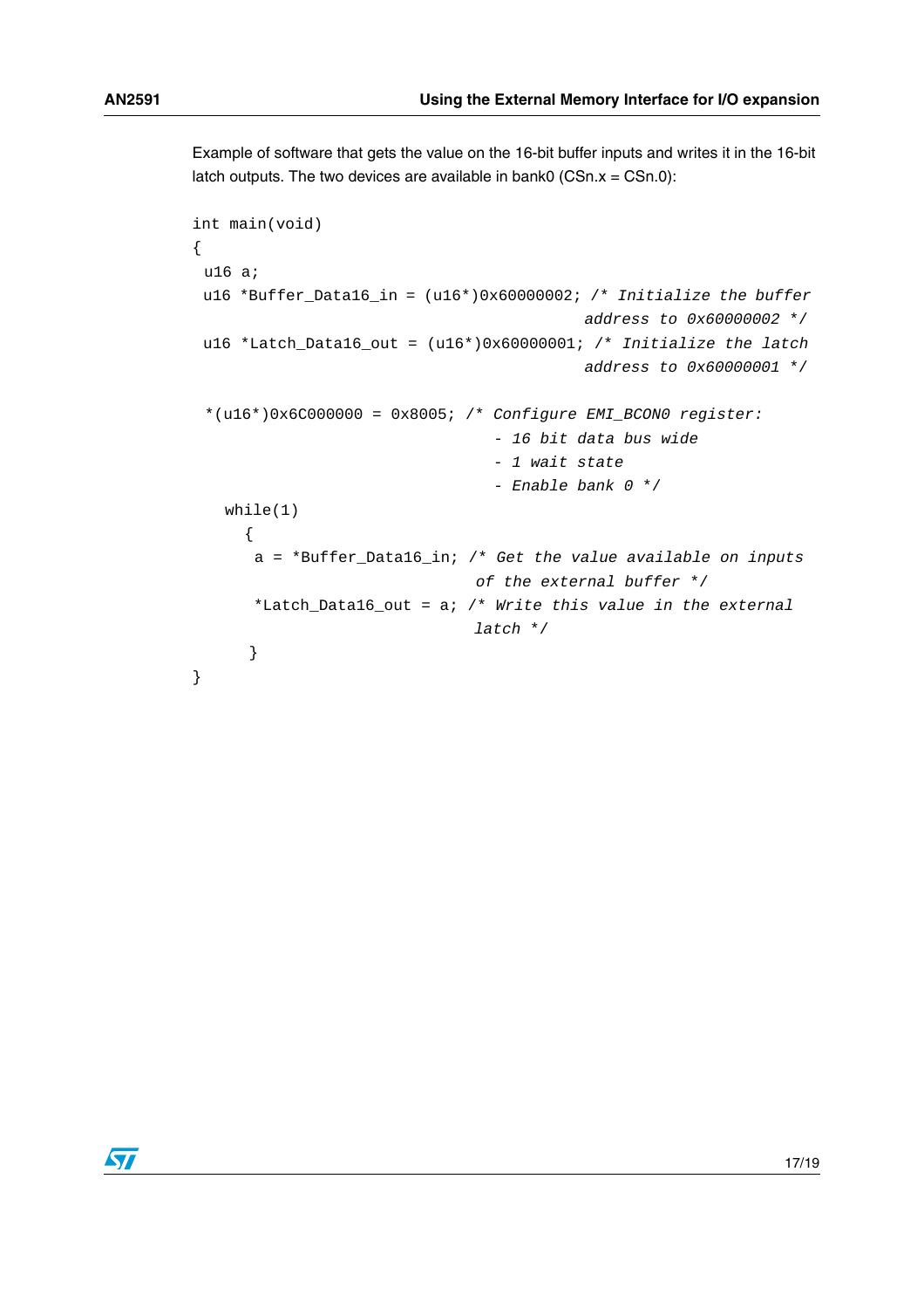Example of software that gets the value on the 16-bit buffer inputs and writes it in the 16-bit latch outputs. The two devices are available in bank0 (CSn.x = CSn.0):

```
int main(void)
{
 u16 a;
 u16 *Buffer_Data16_in = (u16*)0x60000002; /* Initialize the buffer
                                            address to 0x60000002 */
 u16 *Latch_Data16_out = (u16*)0x60000001; /* Initialize the latch
                                            address to 0x60000001 */

 *(u16*)0x6C000000 = 0x8005; /* Configure EMI_BCON0 register:
                               - 16 bit data bus wide
                               - 1 wait state
                               - Enable bank 0 */
   while(1)
     {
      a = *Buffer_Data16_in; /* Get the value available on inputs
                              of the external buffer */
      *Latch_Data16_out = a; /* Write this value in the external
                              latch */
     }
}
```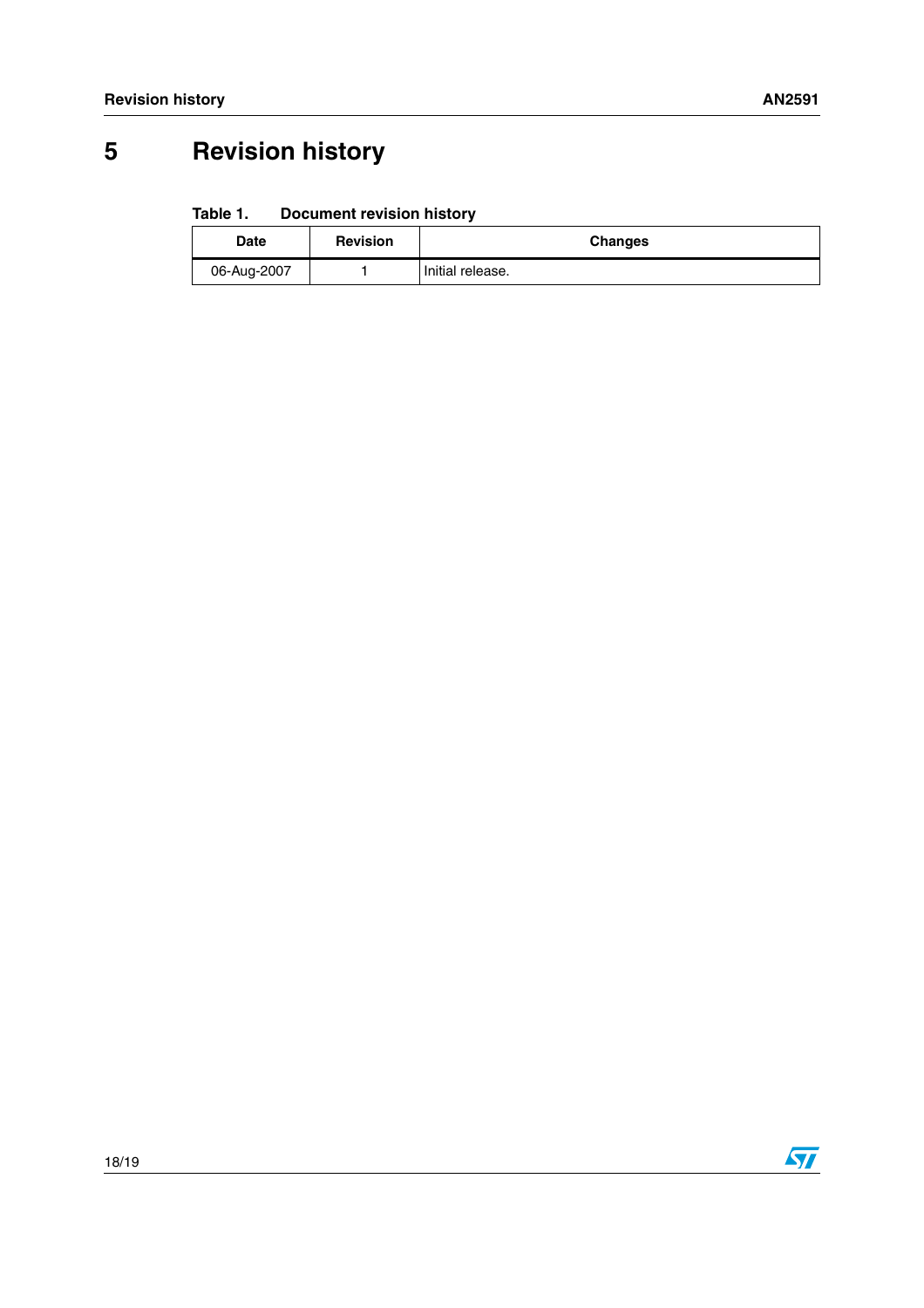# 5 Revision history

**Table 1. Document revision history**

| Date | Revision | Changes |
|---|---|---|
| 06-Aug-2007 | 1 | Initial release. |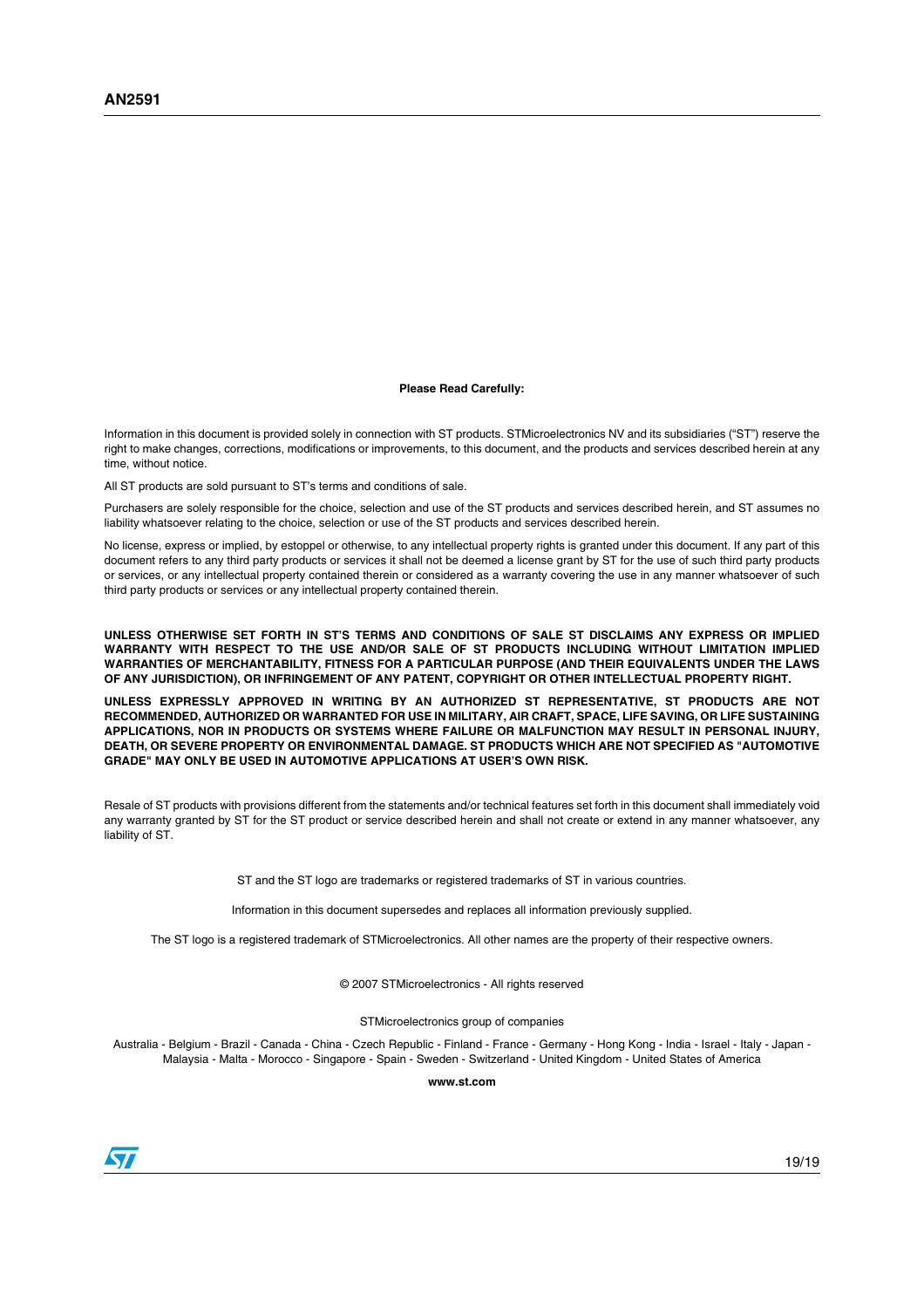**Please Read Carefully:**

Information in this document is provided solely in connection with ST products. STMicroelectronics NV and its subsidiaries ("ST") reserve the right to make changes, corrections, modifications or improvements, to this document, and the products and services described herein at any time, without notice.

All ST products are sold pursuant to ST's terms and conditions of sale.

Purchasers are solely responsible for the choice, selection and use of the ST products and services described herein, and ST assumes no liability whatsoever relating to the choice, selection or use of the ST products and services described herein.

No license, express or implied, by estoppel or otherwise, to any intellectual property rights is granted under this document. If any part of this document refers to any third party products or services it shall not be deemed a license grant by ST for the use of such third party products or services, or any intellectual property contained therein or considered as a warranty covering the use in any manner whatsoever of such third party products or services or any intellectual property contained therein.

**UNLESS OTHERWISE SET FORTH IN ST'S TERMS AND CONDITIONS OF SALE ST DISCLAIMS ANY EXPRESS OR IMPLIED WARRANTY WITH RESPECT TO THE USE AND/OR SALE OF ST PRODUCTS INCLUDING WITHOUT LIMITATION IMPLIED WARRANTIES OF MERCHANTABILITY, FITNESS FOR A PARTICULAR PURPOSE (AND THEIR EQUIVALENTS UNDER THE LAWS OF ANY JURISDICTION), OR INFRINGEMENT OF ANY PATENT, COPYRIGHT OR OTHER INTELLECTUAL PROPERTY RIGHT.**

**UNLESS EXPRESSLY APPROVED IN WRITING BY AN AUTHORIZED ST REPRESENTATIVE, ST PRODUCTS ARE NOT RECOMMENDED, AUTHORIZED OR WARRANTED FOR USE IN MILITARY, AIR CRAFT, SPACE, LIFE SAVING, OR LIFE SUSTAINING APPLICATIONS, NOR IN PRODUCTS OR SYSTEMS WHERE FAILURE OR MALFUNCTION MAY RESULT IN PERSONAL INJURY, DEATH, OR SEVERE PROPERTY OR ENVIRONMENTAL DAMAGE. ST PRODUCTS WHICH ARE NOT SPECIFIED AS "AUTOMOTIVE GRADE" MAY ONLY BE USED IN AUTOMOTIVE APPLICATIONS AT USER'S OWN RISK.**

Resale of ST products with provisions different from the statements and/or technical features set forth in this document shall immediately void any warranty granted by ST for the ST product or service described herein and shall not create or extend in any manner whatsoever, any liability of ST.

ST and the ST logo are trademarks or registered trademarks of ST in various countries.

Information in this document supersedes and replaces all information previously supplied.

The ST logo is a registered trademark of STMicroelectronics. All other names are the property of their respective owners.

© 2007 STMicroelectronics - All rights reserved

STMicroelectronics group of companies

Australia - Belgium - Brazil - Canada - China - Czech Republic - Finland - France - Germany - Hong Kong - India - Israel - Italy - Japan - Malaysia - Malta - Morocco - Singapore - Spain - Sweden - Switzerland - United Kingdom - United States of America

**www.st.com**